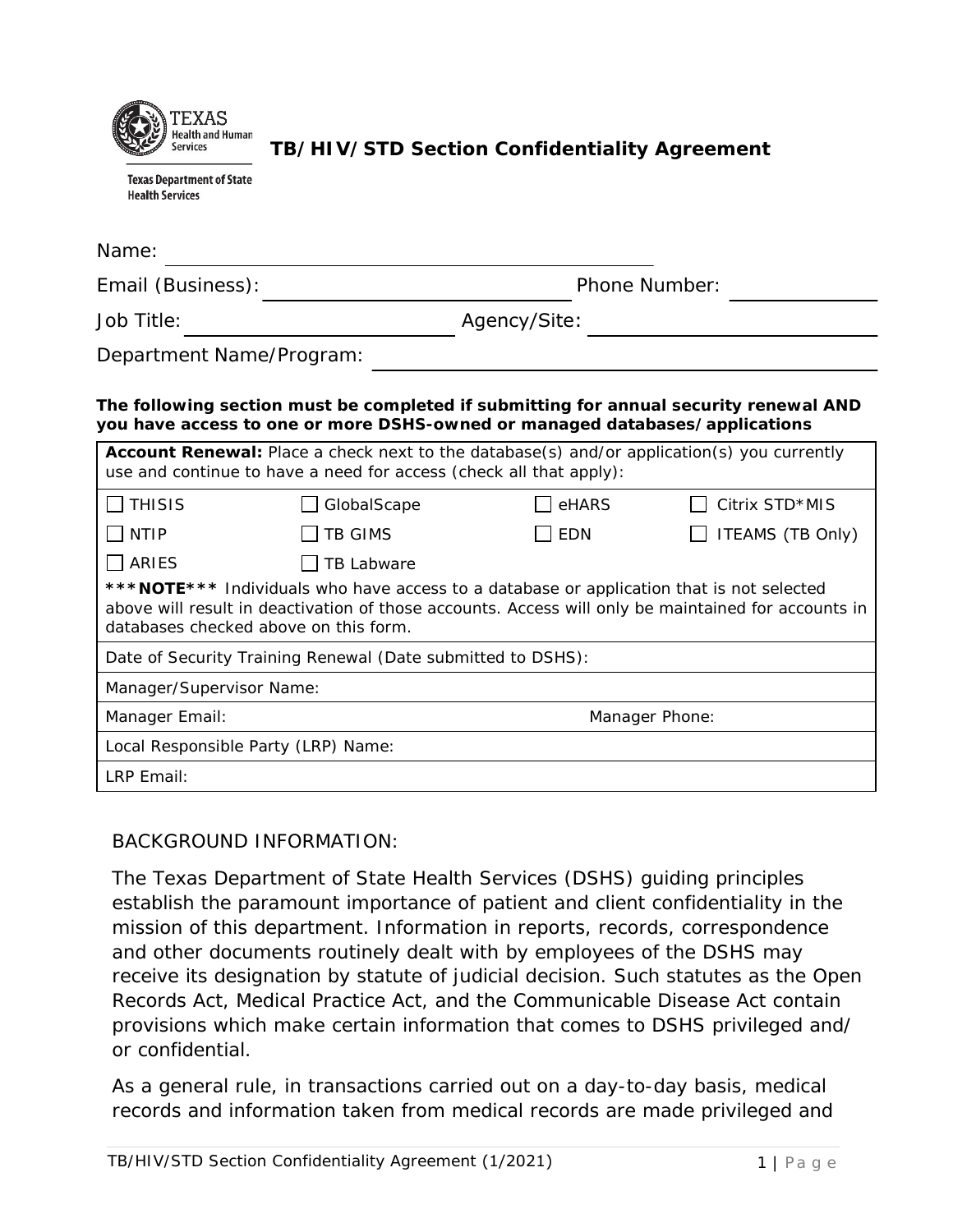Texas Health and Human Services

Texas Department of State Health Services

# TB/HIV/STD Section Confidentiality Agreement

Name: ______________________________

Email (Business): ______________________ Phone Number: ______________

Job Title: ____________________ Agency/Site: ______________________

Department Name/Program: ______________________________

**The following section must be completed if submitting for annual security renewal AND you have access to one or more DSHS-owned or managed databases/applications**

| **Account Renewal:** Place a check next to the database(s) and/or application(s) you currently use and continue to have a need for access (check all that apply): | | | |
|---|---|---|---|
| ☐ THISIS | ☐ GlobalScape | ☐ eHARS | ☐ Citrix STD*MIS |
| ☐ NTIP | ☐ TB GIMS | ☐ EDN | ☐ ITEAMS (TB Only) |
| ☐ ARIES | ☐ TB Labware | | |
| ***NOTE*** Individuals who have access to a database or application that is not selected above will result in deactivation of those accounts. Access will only be maintained for accounts in databases checked above on this form. | | | |
| Date of Security Training Renewal (Date submitted to DSHS): | | | |
| Manager/Supervisor Name: | | | |
| Manager Email: | | Manager Phone: | |
| Local Responsible Party (LRP) Name: | | | |
| LRP Email: | | | |

BACKGROUND INFORMATION:

The Texas Department of State Health Services (DSHS) guiding principles establish the paramount importance of patient and client confidentiality in the mission of this department. Information in reports, records, correspondence and other documents routinely dealt with by employees of the DSHS may receive its designation by statute of judicial decision. Such statutes as the Open Records Act, Medical Practice Act, and the Communicable Disease Act contain provisions which make certain information that comes to DSHS privileged and/ or confidential.

As a general rule, in transactions carried out on a day-to-day basis, medical records and information taken from medical records are made privileged and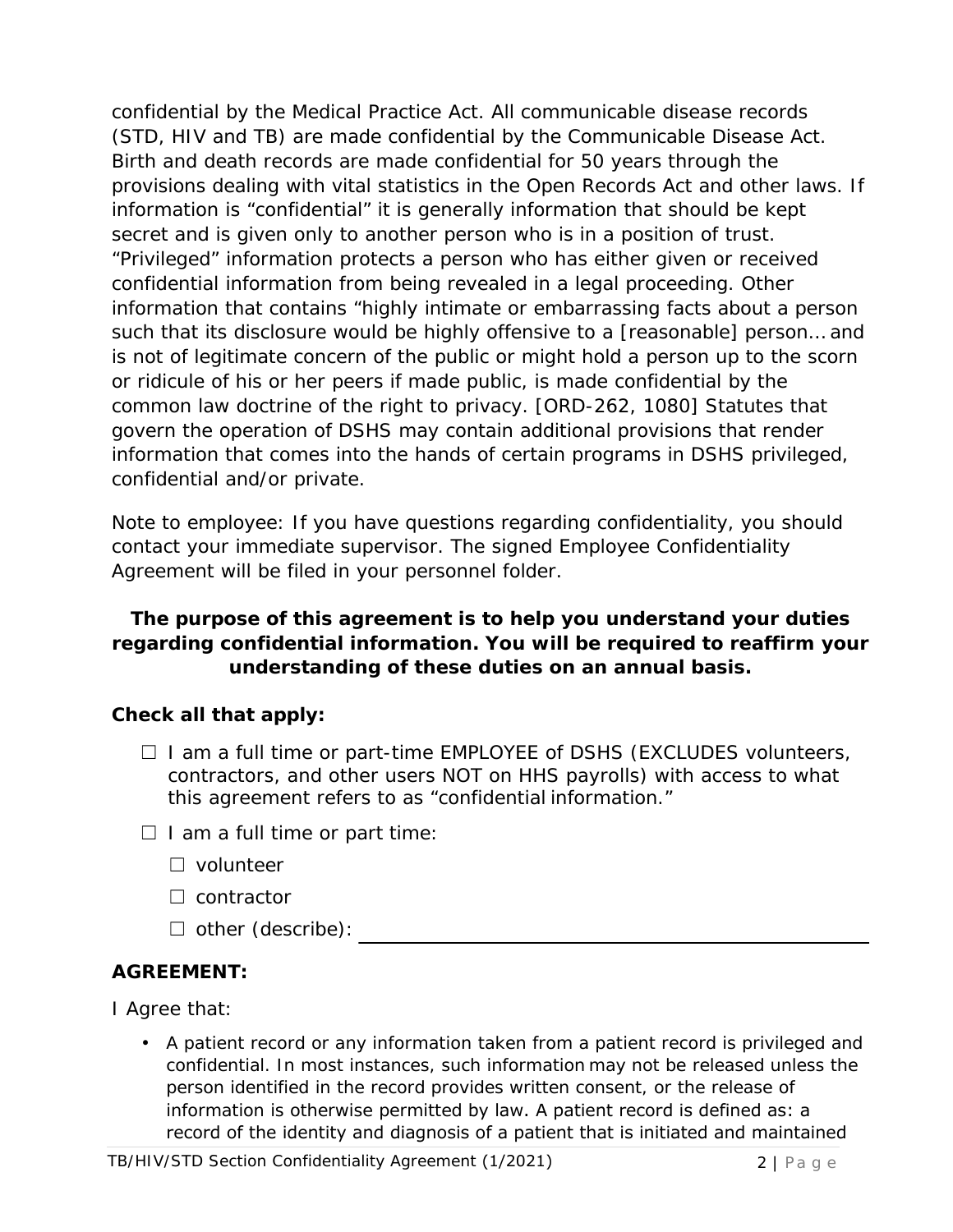confidential by the Medical Practice Act. All communicable disease records (STD, HIV and TB) are made confidential by the Communicable Disease Act. Birth and death records are made confidential for 50 years through the provisions dealing with vital statistics in the Open Records Act and other laws. If information is "confidential" it is generally information that should be kept secret and is given only to another person who is in a position of trust. "Privileged" information protects a person who has either given or received confidential information from being revealed in a legal proceeding. Other information that contains "highly intimate or embarrassing facts about a person such that its disclosure would be highly offensive to a [reasonable] person… and is not of legitimate concern of the public or might hold a person up to the scorn or ridicule of his or her peers if made public, is made confidential by the common law doctrine of the right to privacy. [ORD-262, 1080] Statutes that govern the operation of DSHS may contain additional provisions that render information that comes into the hands of certain programs in DSHS privileged, confidential and/or private.

Note to employee: If you have questions regarding confidentiality, you should contact your immediate supervisor. The signed Employee Confidentiality Agreement will be filed in your personnel folder.

**The purpose of this agreement is to help you understand your duties regarding confidential information. You will be required to reaffirm your understanding of these duties on an annual basis.**

**Check all that apply:**

- ☐ I am a full time or part-time EMPLOYEE of DSHS (EXCLUDES volunteers, contractors, and other users NOT on HHS payrolls) with access to what this agreement refers to as "confidential information."
- ☐ I am a full time or part time:
  - ☐ volunteer
  - ☐ contractor
  - ☐ other (describe): ______________________________

**AGREEMENT:**

I Agree that:

- A patient record or any information taken from a patient record is privileged and confidential. In most instances, such information may not be released unless the person identified in the record provides written consent, or the release of information is otherwise permitted by law. A patient record is defined as: a record of the identity and diagnosis of a patient that is initiated and maintained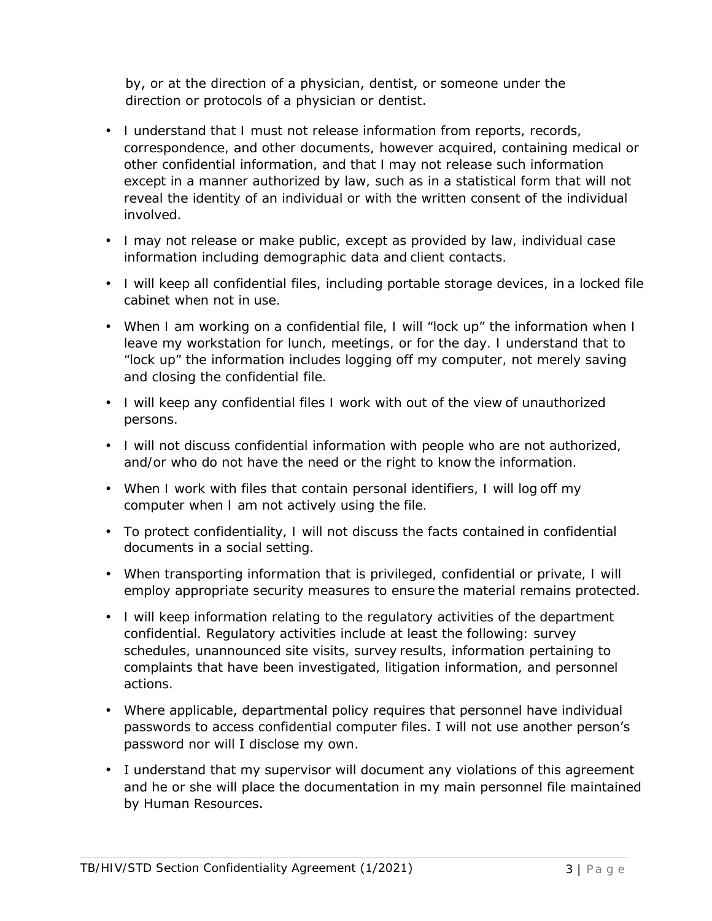by, or at the direction of a physician, dentist, or someone under the direction or protocols of a physician or dentist.

- I understand that I must not release information from reports, records, correspondence, and other documents, however acquired, containing medical or other confidential information, and that I may not release such information except in a manner authorized by law, such as in a statistical form that will not reveal the identity of an individual or with the written consent of the individual involved.
- I may not release or make public, except as provided by law, individual case information including demographic data and client contacts.
- I will keep all confidential files, including portable storage devices, in a locked file cabinet when not in use.
- When I am working on a confidential file, I will "lock up" the information when I leave my workstation for lunch, meetings, or for the day. I understand that to "lock up" the information includes logging off my computer, not merely saving and closing the confidential file.
- I will keep any confidential files I work with out of the view of unauthorized persons.
- I will not discuss confidential information with people who are not authorized, and/or who do not have the need or the right to know the information.
- When I work with files that contain personal identifiers, I will log off my computer when I am not actively using the file.
- To protect confidentiality, I will not discuss the facts contained in confidential documents in a social setting.
- When transporting information that is privileged, confidential or private, I will employ appropriate security measures to ensure the material remains protected.
- I will keep information relating to the regulatory activities of the department confidential. Regulatory activities include at least the following: survey schedules, unannounced site visits, survey results, information pertaining to complaints that have been investigated, litigation information, and personnel actions.
- Where applicable, departmental policy requires that personnel have individual passwords to access confidential computer files. I will not use another person's password nor will I disclose my own.
- I understand that my supervisor will document any violations of this agreement and he or she will place the documentation in my main personnel file maintained by Human Resources.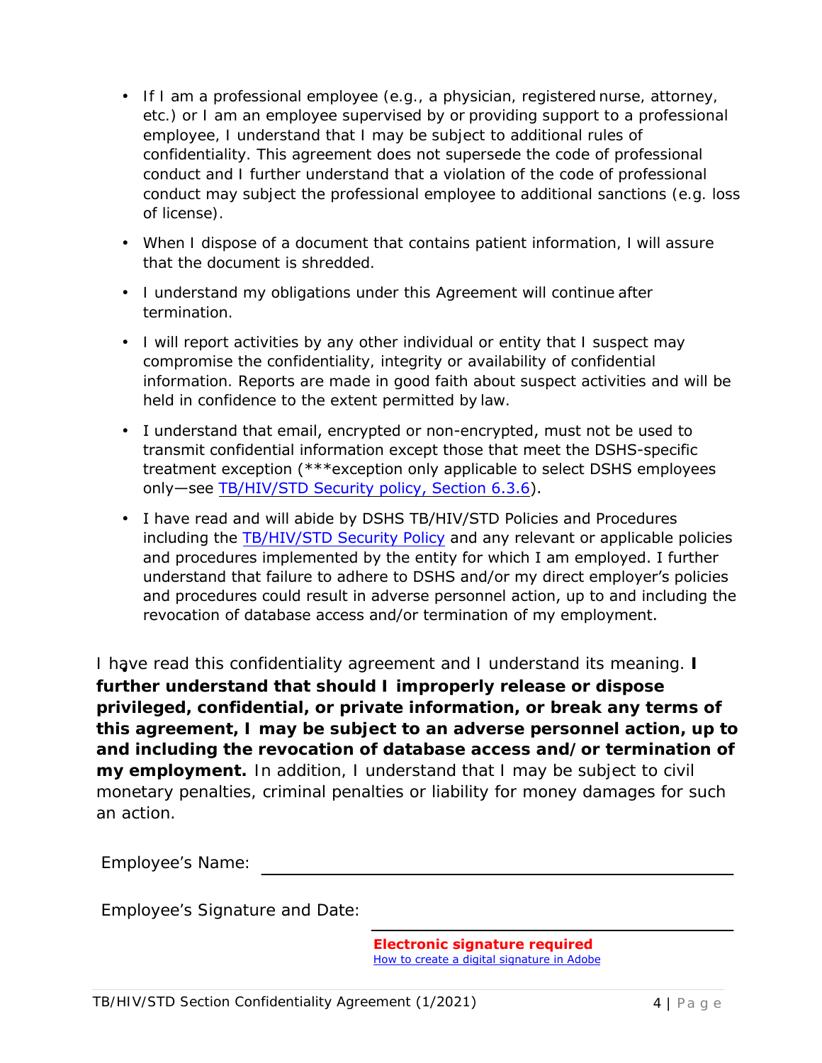- If I am a professional employee (e.g., a physician, registered nurse, attorney, etc.) or I am an employee supervised by or providing support to a professional employee, I understand that I may be subject to additional rules of confidentiality. This agreement does not supersede the code of professional conduct and I further understand that a violation of the code of professional conduct may subject the professional employee to additional sanctions (e.g. loss of license).
- When I dispose of a document that contains patient information, I will assure that the document is shredded.
- I understand my obligations under this Agreement will continue after termination.
- I will report activities by any other individual or entity that I suspect may compromise the confidentiality, integrity or availability of confidential information. Reports are made in good faith about suspect activities and will be held in confidence to the extent permitted by law.
- I understand that email, encrypted or non-encrypted, must not be used to transmit confidential information except those that meet the DSHS-specific treatment exception (***exception only applicable to select DSHS employees only—see [TB/HIV/STD Security policy, Section 6.3.6](#)).
- I have read and will abide by DSHS TB/HIV/STD Policies and Procedures including the [TB/HIV/STD Security Policy](#) and any relevant or applicable policies and procedures implemented by the entity for which I am employed. I further understand that failure to adhere to DSHS and/or my direct employer's policies and procedures could result in adverse personnel action, up to and including the revocation of database access and/or termination of my employment.

I have read this confidentiality agreement and I understand its meaning. **I further understand that should I improperly release or dispose privileged, confidential, or private information, or break any terms of this agreement, I may be subject to an adverse personnel action, up to and including the revocation of database access and/or termination of my employment.** In addition, I understand that I may be subject to civil monetary penalties, criminal penalties or liability for money damages for such an action.

Employee's Name: ______________________________________________

Employee's Signature and Date: ______________________________________________

**Electronic signature required**
[How to create a digital signature in Adobe](#)